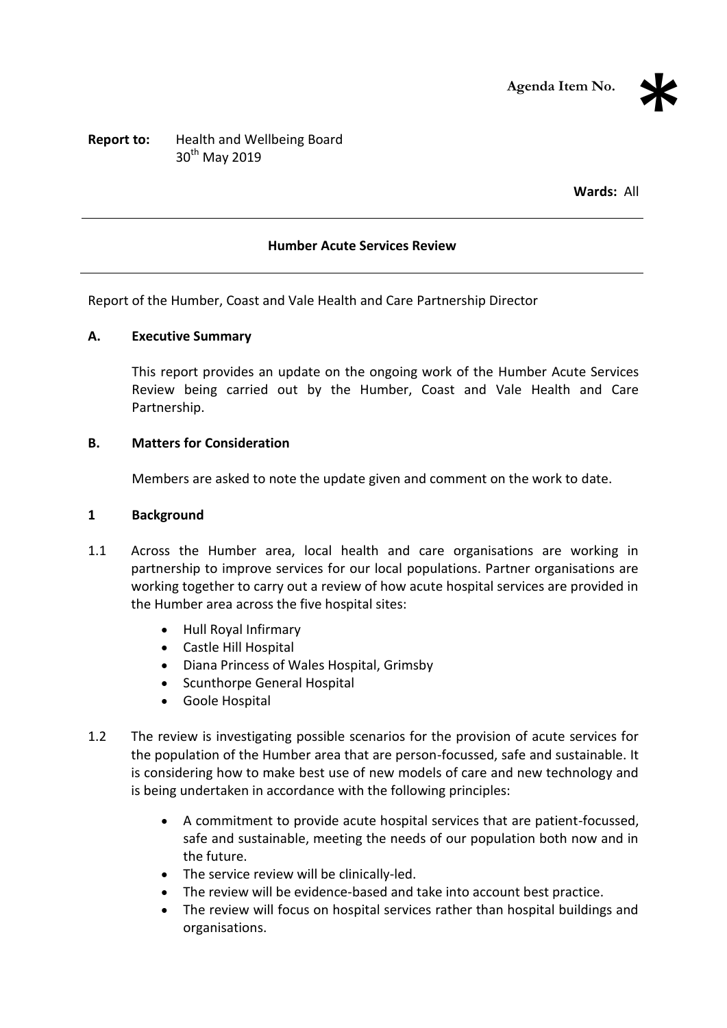Agenda Item No. *

**Report to:** Health and Wellbeing Board
30th May 2019

**Wards:** All

---

## Humber Acute Services Review

---

Report of the Humber, Coast and Vale Health and Care Partnership Director

### A. Executive Summary

This report provides an update on the ongoing work of the Humber Acute Services Review being carried out by the Humber, Coast and Vale Health and Care Partnership.

### B. Matters for Consideration

Members are asked to note the update given and comment on the work to date.

### 1 Background

1.1 Across the Humber area, local health and care organisations are working in partnership to improve services for our local populations. Partner organisations are working together to carry out a review of how acute hospital services are provided in the Humber area across the five hospital sites:

- Hull Royal Infirmary
- Castle Hill Hospital
- Diana Princess of Wales Hospital, Grimsby
- Scunthorpe General Hospital
- Goole Hospital

1.2 The review is investigating possible scenarios for the provision of acute services for the population of the Humber area that are person-focussed, safe and sustainable. It is considering how to make best use of new models of care and new technology and is being undertaken in accordance with the following principles:

- A commitment to provide acute hospital services that are patient-focussed, safe and sustainable, meeting the needs of our population both now and in the future.
- The service review will be clinically-led.
- The review will be evidence-based and take into account best practice.
- The review will focus on hospital services rather than hospital buildings and organisations.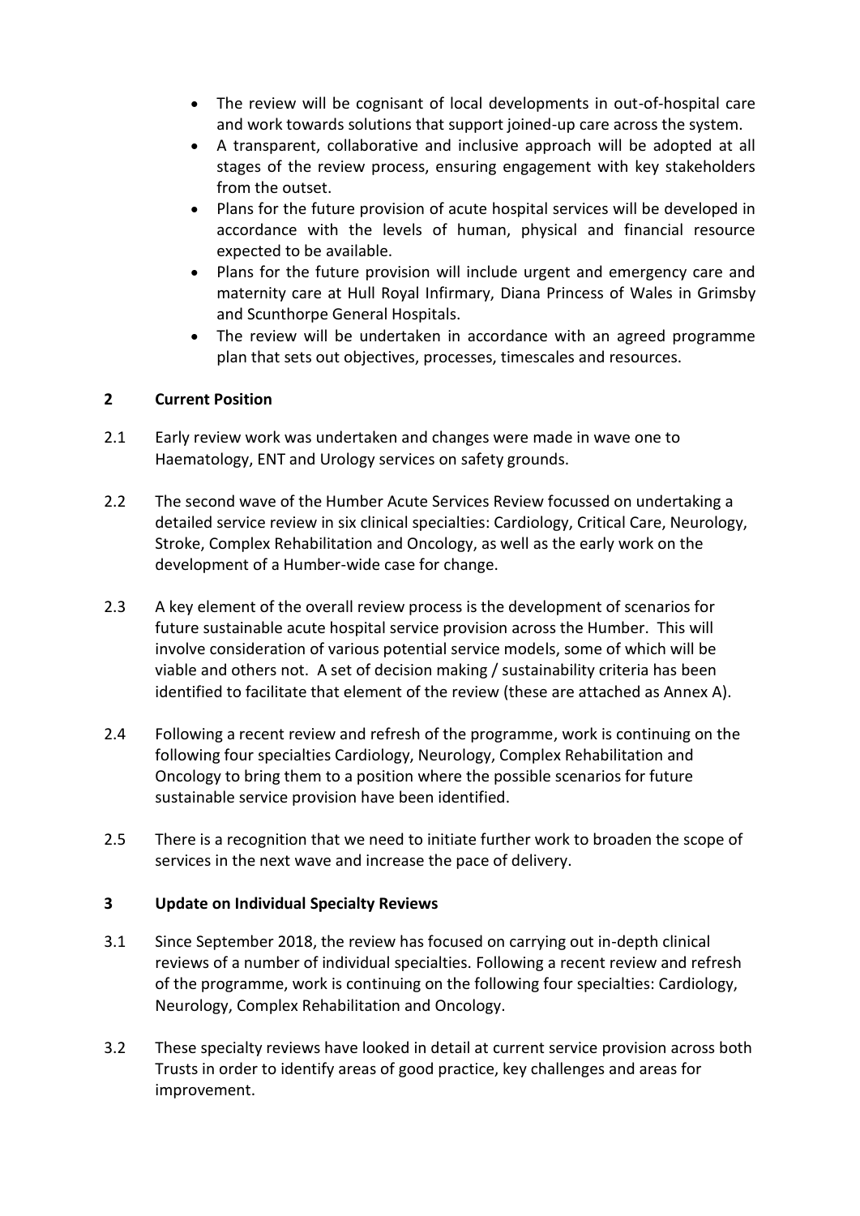- The review will be cognisant of local developments in out-of-hospital care and work towards solutions that support joined-up care across the system.
- A transparent, collaborative and inclusive approach will be adopted at all stages of the review process, ensuring engagement with key stakeholders from the outset.
- Plans for the future provision of acute hospital services will be developed in accordance with the levels of human, physical and financial resource expected to be available.
- Plans for the future provision will include urgent and emergency care and maternity care at Hull Royal Infirmary, Diana Princess of Wales in Grimsby and Scunthorpe General Hospitals.
- The review will be undertaken in accordance with an agreed programme plan that sets out objectives, processes, timescales and resources.

## 2 Current Position

2.1 Early review work was undertaken and changes were made in wave one to Haematology, ENT and Urology services on safety grounds.

2.2 The second wave of the Humber Acute Services Review focussed on undertaking a detailed service review in six clinical specialties: Cardiology, Critical Care, Neurology, Stroke, Complex Rehabilitation and Oncology, as well as the early work on the development of a Humber-wide case for change.

2.3 A key element of the overall review process is the development of scenarios for future sustainable acute hospital service provision across the Humber. This will involve consideration of various potential service models, some of which will be viable and others not. A set of decision making / sustainability criteria has been identified to facilitate that element of the review (these are attached as Annex A).

2.4 Following a recent review and refresh of the programme, work is continuing on the following four specialties Cardiology, Neurology, Complex Rehabilitation and Oncology to bring them to a position where the possible scenarios for future sustainable service provision have been identified.

2.5 There is a recognition that we need to initiate further work to broaden the scope of services in the next wave and increase the pace of delivery.

## 3 Update on Individual Specialty Reviews

3.1 Since September 2018, the review has focused on carrying out in-depth clinical reviews of a number of individual specialties. Following a recent review and refresh of the programme, work is continuing on the following four specialties: Cardiology, Neurology, Complex Rehabilitation and Oncology.

3.2 These specialty reviews have looked in detail at current service provision across both Trusts in order to identify areas of good practice, key challenges and areas for improvement.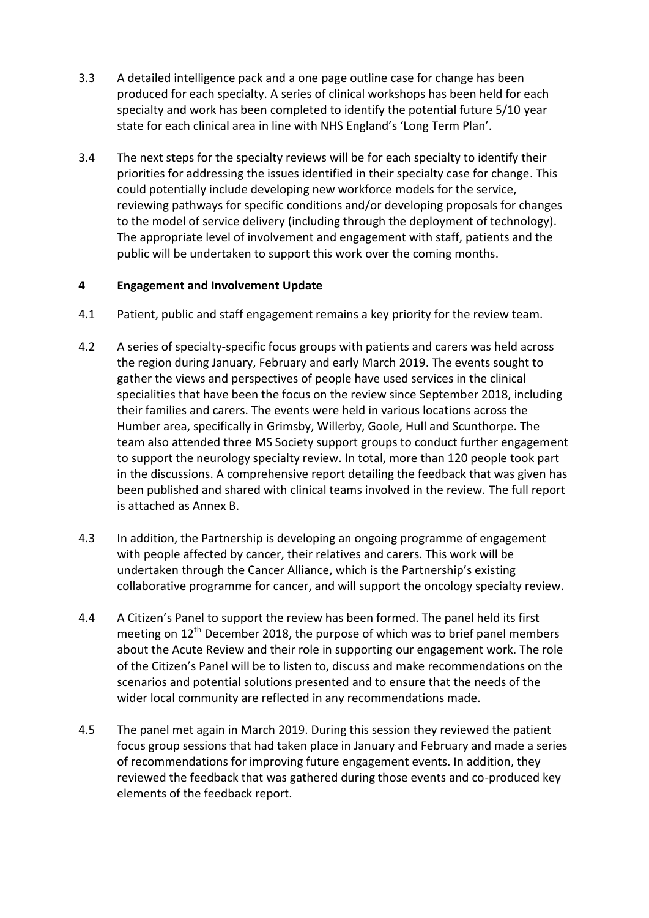3.3 A detailed intelligence pack and a one page outline case for change has been produced for each specialty. A series of clinical workshops has been held for each specialty and work has been completed to identify the potential future 5/10 year state for each clinical area in line with NHS England's 'Long Term Plan'.

3.4 The next steps for the specialty reviews will be for each specialty to identify their priorities for addressing the issues identified in their specialty case for change. This could potentially include developing new workforce models for the service, reviewing pathways for specific conditions and/or developing proposals for changes to the model of service delivery (including through the deployment of technology). The appropriate level of involvement and engagement with staff, patients and the public will be undertaken to support this work over the coming months.

## 4 Engagement and Involvement Update

4.1 Patient, public and staff engagement remains a key priority for the review team.

4.2 A series of specialty-specific focus groups with patients and carers was held across the region during January, February and early March 2019. The events sought to gather the views and perspectives of people have used services in the clinical specialities that have been the focus on the review since September 2018, including their families and carers. The events were held in various locations across the Humber area, specifically in Grimsby, Willerby, Goole, Hull and Scunthorpe. The team also attended three MS Society support groups to conduct further engagement to support the neurology specialty review. In total, more than 120 people took part in the discussions. A comprehensive report detailing the feedback that was given has been published and shared with clinical teams involved in the review. The full report is attached as Annex B.

4.3 In addition, the Partnership is developing an ongoing programme of engagement with people affected by cancer, their relatives and carers. This work will be undertaken through the Cancer Alliance, which is the Partnership's existing collaborative programme for cancer, and will support the oncology specialty review.

4.4 A Citizen's Panel to support the review has been formed. The panel held its first meeting on 12th December 2018, the purpose of which was to brief panel members about the Acute Review and their role in supporting our engagement work. The role of the Citizen's Panel will be to listen to, discuss and make recommendations on the scenarios and potential solutions presented and to ensure that the needs of the wider local community are reflected in any recommendations made.

4.5 The panel met again in March 2019. During this session they reviewed the patient focus group sessions that had taken place in January and February and made a series of recommendations for improving future engagement events. In addition, they reviewed the feedback that was gathered during those events and co-produced key elements of the feedback report.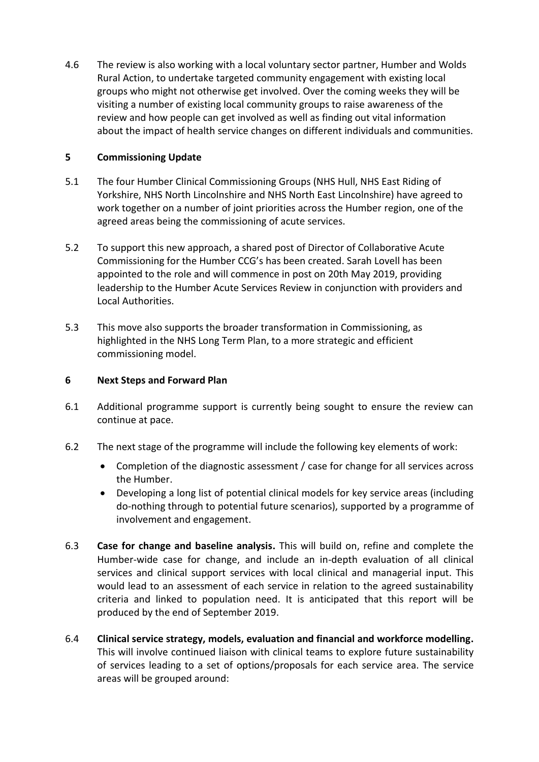4.6 The review is also working with a local voluntary sector partner, Humber and Wolds Rural Action, to undertake targeted community engagement with existing local groups who might not otherwise get involved. Over the coming weeks they will be visiting a number of existing local community groups to raise awareness of the review and how people can get involved as well as finding out vital information about the impact of health service changes on different individuals and communities.

## 5 Commissioning Update

5.1 The four Humber Clinical Commissioning Groups (NHS Hull, NHS East Riding of Yorkshire, NHS North Lincolnshire and NHS North East Lincolnshire) have agreed to work together on a number of joint priorities across the Humber region, one of the agreed areas being the commissioning of acute services.

5.2 To support this new approach, a shared post of Director of Collaborative Acute Commissioning for the Humber CCG's has been created. Sarah Lovell has been appointed to the role and will commence in post on 20th May 2019, providing leadership to the Humber Acute Services Review in conjunction with providers and Local Authorities.

5.3 This move also supports the broader transformation in Commissioning, as highlighted in the NHS Long Term Plan, to a more strategic and efficient commissioning model.

## 6 Next Steps and Forward Plan

6.1 Additional programme support is currently being sought to ensure the review can continue at pace.

6.2 The next stage of the programme will include the following key elements of work:

- Completion of the diagnostic assessment / case for change for all services across the Humber.
- Developing a long list of potential clinical models for key service areas (including do-nothing through to potential future scenarios), supported by a programme of involvement and engagement.

6.3 **Case for change and baseline analysis.** This will build on, refine and complete the Humber-wide case for change, and include an in-depth evaluation of all clinical services and clinical support services with local clinical and managerial input. This would lead to an assessment of each service in relation to the agreed sustainability criteria and linked to population need. It is anticipated that this report will be produced by the end of September 2019.

6.4 **Clinical service strategy, models, evaluation and financial and workforce modelling.** This will involve continued liaison with clinical teams to explore future sustainability of services leading to a set of options/proposals for each service area. The service areas will be grouped around: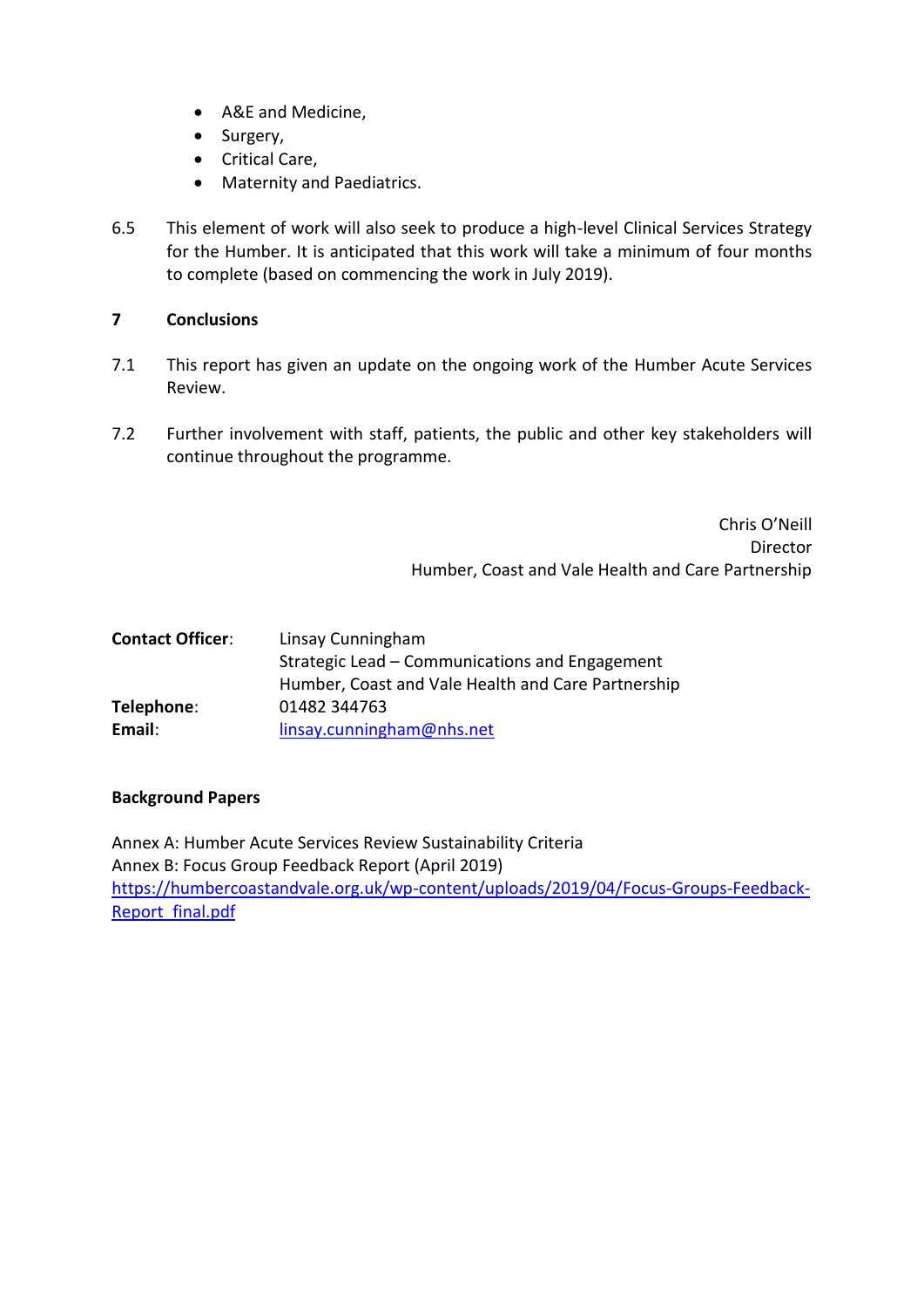- A&E and Medicine,
- Surgery,
- Critical Care,
- Maternity and Paediatrics.

6.5 This element of work will also seek to produce a high-level Clinical Services Strategy for the Humber. It is anticipated that this work will take a minimum of four months to complete (based on commencing the work in July 2019).

## 7 Conclusions

7.1 This report has given an update on the ongoing work of the Humber Acute Services Review.

7.2 Further involvement with staff, patients, the public and other key stakeholders will continue throughout the programme.

Chris O'Neill
Director
Humber, Coast and Vale Health and Care Partnership

**Contact Officer**: Linsay Cunningham
Strategic Lead – Communications and Engagement
Humber, Coast and Vale Health and Care Partnership
**Telephone**: 01482 344763
**Email**: linsay.cunningham@nhs.net

**Background Papers**

Annex A: Humber Acute Services Review Sustainability Criteria
Annex B: Focus Group Feedback Report (April 2019)
https://humbercoastandvale.org.uk/wp-content/uploads/2019/04/Focus-Groups-Feedback-Report_final.pdf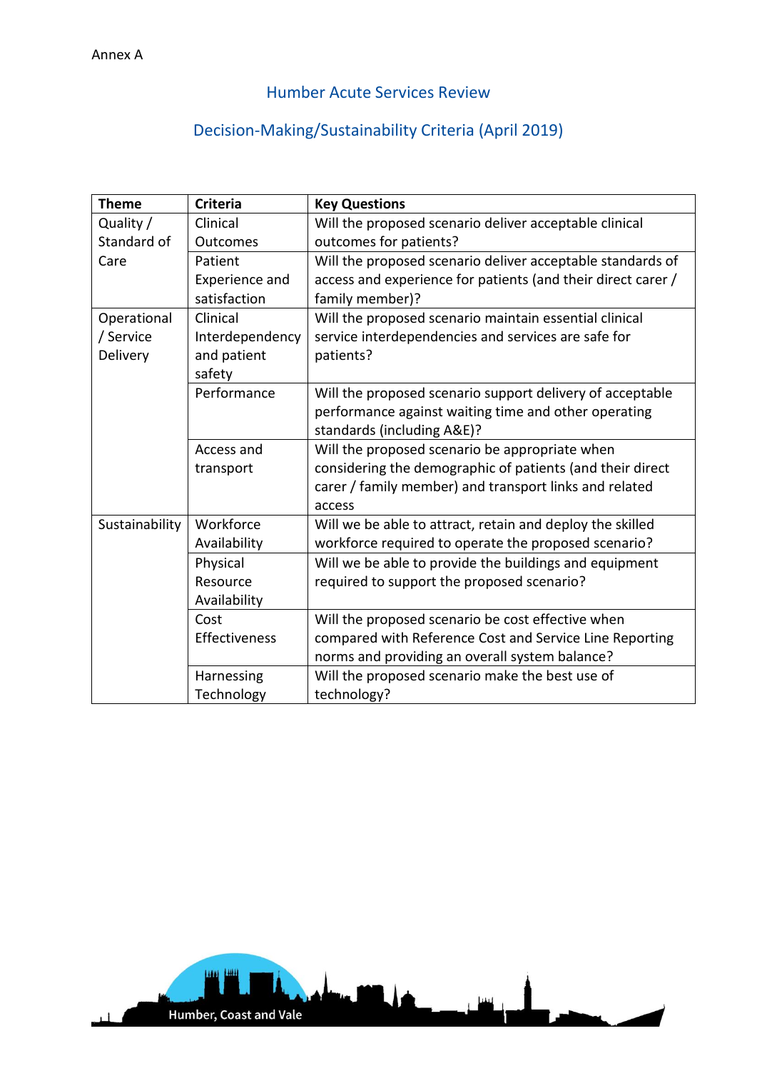Annex A

## Humber Acute Services Review

## Decision-Making/Sustainability Criteria (April 2019)

| Theme | Criteria | Key Questions |
|---|---|---|
| Quality / Standard of Care | Clinical Outcomes | Will the proposed scenario deliver acceptable clinical outcomes for patients? |
| | Patient Experience and satisfaction | Will the proposed scenario deliver acceptable standards of access and experience for patients (and their direct carer / family member)? |
| Operational / Service Delivery | Clinical Interdependency and patient safety | Will the proposed scenario maintain essential clinical service interdependencies and services are safe for patients? |
| | Performance | Will the proposed scenario support delivery of acceptable performance against waiting time and other operating standards (including A&E)? |
| | Access and transport | Will the proposed scenario be appropriate when considering the demographic of patients (and their direct carer / family member) and transport links and related access |
| Sustainability | Workforce Availability | Will we be able to attract, retain and deploy the skilled workforce required to operate the proposed scenario? |
| | Physical Resource Availability | Will we be able to provide the buildings and equipment required to support the proposed scenario? |
| | Cost Effectiveness | Will the proposed scenario be cost effective when compared with Reference Cost and Service Line Reporting norms and providing an overall system balance? |
| | Harnessing Technology | Will the proposed scenario make the best use of technology? |